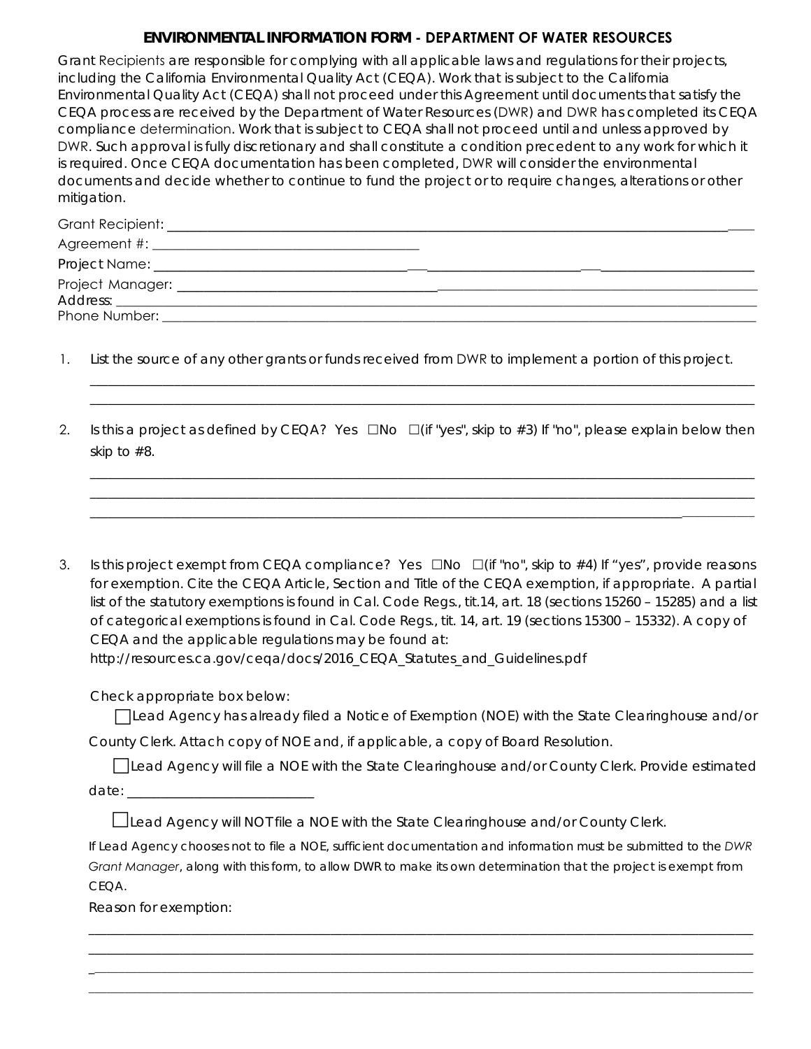# ENVIRONMENTAL INFORMATION FORM - DEPARTMENT OF WATER RESOURCES

Grant Recipients are responsible for complying with all applicable laws and regulations for their projects, including the California Environmental Quality Act (CEQA). Work that is subject to the California Environmental Quality Act (CEQA) shall not proceed under this Agreement until documents that satisfy the CEQA process are received by the Department of Water Resources (DWR) and DWR has completed its CEQA compliance determination. Work that is subject to CEQA shall not proceed until and unless approved by DWR. Such approval is fully discretionary and shall constitute a condition precedent to any work for which it is required. Once CEQA documentation has been completed, DWR will consider the environmental documents and decide whether to continue to fund the project or to require changes, alterations or other mitigation.

Grant Recipient: ____________________________________________

Agreement #: ____________________________________________

Project Name: ____________________________________________

Project Manager: ____________________________________________

Address: ____________________________________________

Phone Number: ____________________________________________

1. List the source of any other grants or funds received from DWR to implement a portion of this project.

   ____________________________________________

   ____________________________________________

2. Is this a project as defined by CEQA? Yes ☐No ☐(if "yes", skip to #3) If "no", please explain below then skip to #8.

   ____________________________________________

   ____________________________________________

   ____________________________________________

3. Is this project exempt from CEQA compliance? Yes ☐No ☐(if "no", skip to #4) If "yes", provide reasons for exemption. Cite the CEQA Article, Section and Title of the CEQA exemption, if appropriate. A partial list of the statutory exemptions is found in Cal. Code Regs., tit.14, art. 18 (sections 15260 – 15285) and a list of categorical exemptions is found in Cal. Code Regs., tit. 14, art. 19 (sections 15300 – 15332). A copy of CEQA and the applicable regulations may be found at: http://resources.ca.gov/ceqa/docs/2016_CEQA_Statutes_and_Guidelines.pdf

   Check appropriate box below:

   ☐ Lead Agency has already filed a Notice of Exemption (NOE) with the State Clearinghouse and/or County Clerk. Attach copy of NOE and, if applicable, a copy of Board Resolution.

   ☐ Lead Agency will file a NOE with the State Clearinghouse and/or County Clerk. Provide estimated date: ____________________

   ☐ Lead Agency will NOT file a NOE with the State Clearinghouse and/or County Clerk.

   If Lead Agency chooses not to file a NOE, sufficient documentation and information must be submitted to the *DWR Grant Manager*, along with this form, to allow DWR to make its own determination that the project is exempt from CEQA.

   Reason for exemption:

   ____________________________________________

   ____________________________________________

   ____________________________________________

   ____________________________________________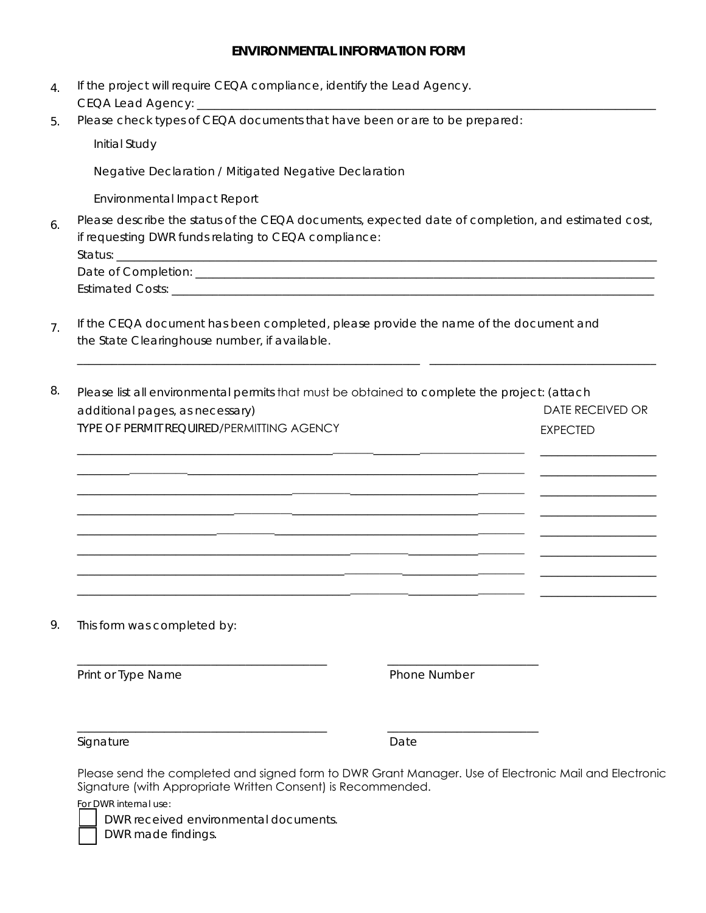# ENVIRONMENTAL INFORMATION FORM

4. If the project will require CEQA compliance, identify the Lead Agency.
   CEQA Lead Agency: ______________________________________________

5. Please check types of CEQA documents that have been or are to be prepared:

   Initial Study

   Negative Declaration / Mitigated Negative Declaration

   Environmental Impact Report

6. Please describe the status of the CEQA documents, expected date of completion, and estimated cost, if requesting DWR funds relating to CEQA compliance:
   Status: ______________________________________________
   Date of Completion: ______________________________________________
   Estimated Costs: ______________________________________________

7. If the CEQA document has been completed, please provide the name of the document and the State Clearinghouse number, if available.

   ______________________________ ______________________________

8. Please list all environmental permits that must be obtained to complete the project: (attach additional pages, as necessary)

| TYPE OF PERMIT REQUIRED/PERMITTING AGENCY | DATE RECEIVED OR EXPECTED |
|---|---|
| | |
| | |
| | |
| | |
| | |
| | |
| | |
| | |

9. This form was completed by:

   ______________________________ ______________________________
   Print or Type Name Phone Number

   ______________________________ ______________________________
   Signature Date

Please send the completed and signed form to DWR Grant Manager. Use of Electronic Mail and Electronic Signature (with Appropriate Written Consent) is Recommended.

For DWR internal use:

- [ ] DWR received environmental documents.
- [ ] DWR made findings.